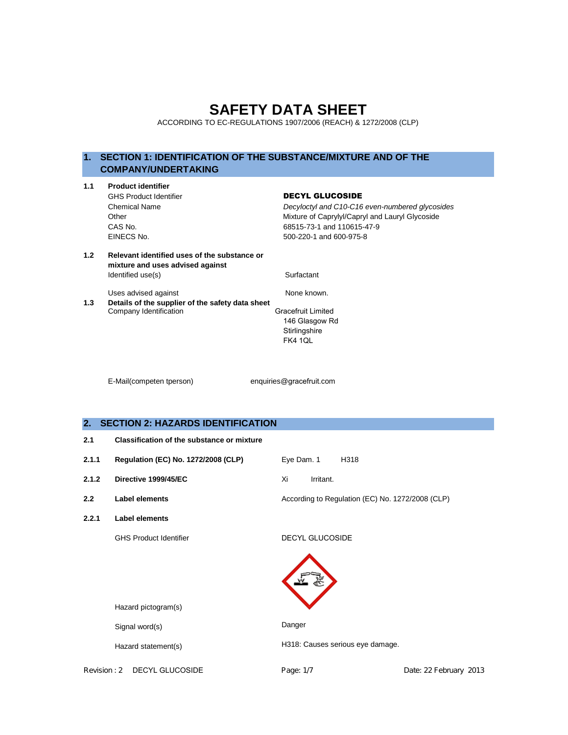# SAFETY DATA SHEET

ACCORDING TO EC-REGULATIONS 1907/2006 (REACH) & 1272/2008 (CLP)

## 1. SECTION 1: IDENTIFICATION OF THE SUBSTANCE/MIXTURE AND OF THE COMPANY/UNDERTAKING

**1.1 Product identifier**

| | |
|---|---|
| GHS Product Identifier | **DECYL GLUCOSIDE** |
| Chemical Name | *Decyloctyl and C10-C16 even-numbered glycosides* |
| Other | Mixture of Caprylyl/Capryl and Lauryl Glycoside |
| CAS No. | 68515-73-1 and 110615-47-9 |
| EINECS No. | 500-220-1 and 600-975-8 |

**1.2 Relevant identified uses of the substance or mixture and uses advised against**

| | |
|---|---|
| Identified use(s) | Surfactant |
| Uses advised against | None known. |

**1.3 Details of the supplier of the safety data sheet**

Company Identification

Gracefruit Limited
146 Glasgow Rd
Stirlingshire
FK4 1QL

E-Mail(competen tperson) enquiries@gracefruit.com

## 2. SECTION 2: HAZARDS IDENTIFICATION

**2.1 Classification of the substance or mixture**

| | | |
|---|---|---|
| **2.1.1** | **Regulation (EC) No. 1272/2008 (CLP)** | Eye Dam. 1 H318 |
| **2.1.2** | **Directive 1999/45/EC** | Xi Irritant. |
| **2.2** | **Label elements** | According to Regulation (EC) No. 1272/2008 (CLP) |
| **2.2.1** | **Label elements** | |
| | GHS Product Identifier | DECYL GLUCOSIDE |
| | Hazard pictogram(s) | |
| | Signal word(s) | Danger |
| | Hazard statement(s) | H318: Causes serious eye damage. |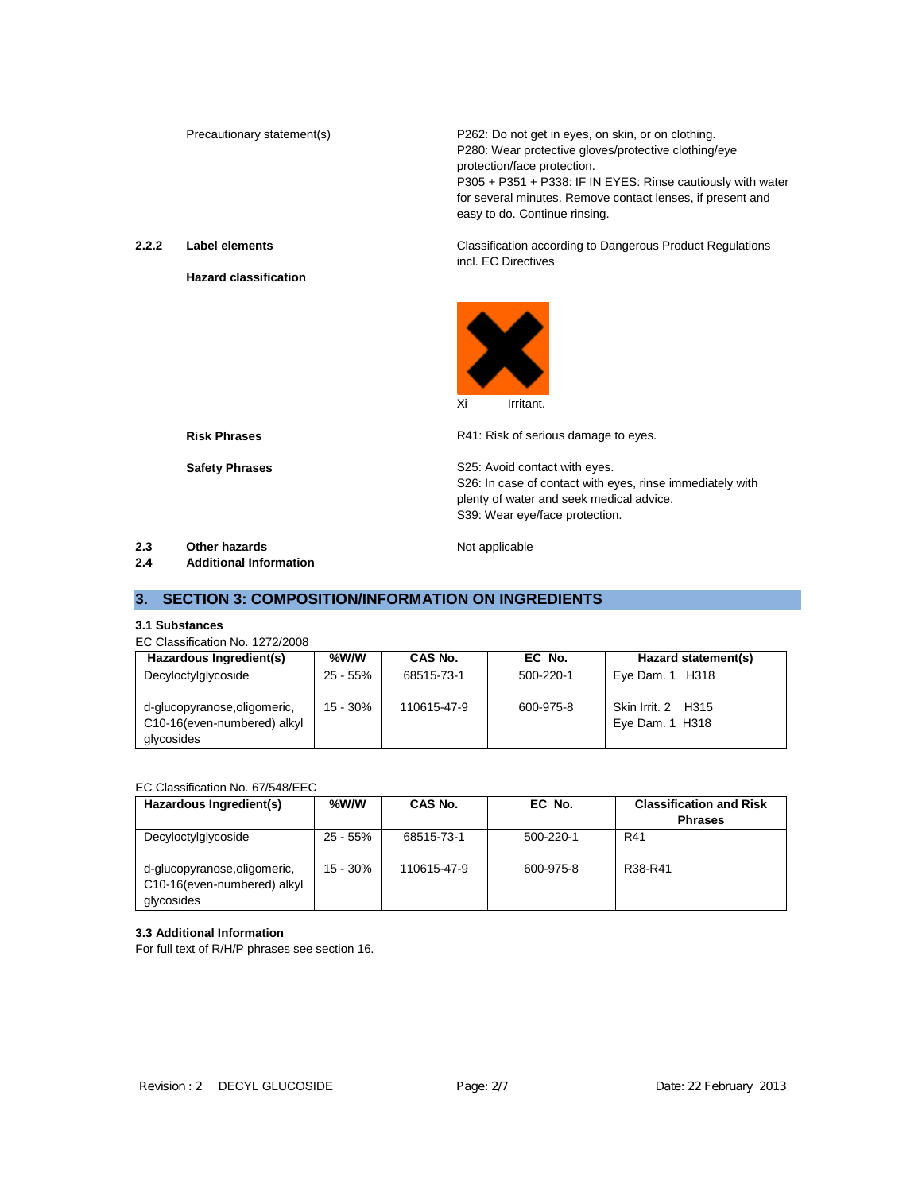Precautionary statement(s)

P262: Do not get in eyes, on skin, or on clothing.
P280: Wear protective gloves/protective clothing/eye protection/face protection.
P305 + P351 + P338: IF IN EYES: Rinse cautiously with water for several minutes. Remove contact lenses, if present and easy to do. Continue rinsing.

**2.2.2 Label elements**

Classification according to Dangerous Product Regulations incl. EC Directives

**Hazard classification**

Xi Irritant.

**Risk Phrases**

R41: Risk of serious damage to eyes.

**Safety Phrases**

S25: Avoid contact with eyes.
S26: In case of contact with eyes, rinse immediately with plenty of water and seek medical advice.
S39: Wear eye/face protection.

**2.3 Other hazards**

Not applicable

**2.4 Additional Information**

## 3. SECTION 3: COMPOSITION/INFORMATION ON INGREDIENTS

### 3.1 Substances

EC Classification No. 1272/2008

| Hazardous Ingredient(s) | %W/W | CAS No. | EC No. | Hazard statement(s) |
|---|---|---|---|---|
| Decyloctylglycoside | 25 - 55% | 68515-73-1 | 500-220-1 | Eye Dam. 1 H318 |
| d-glucopyranose,oligomeric, C10-16(even-numbered) alkyl glycosides | 15 - 30% | 110615-47-9 | 600-975-8 | Skin Irrit. 2 H315<br>Eye Dam. 1 H318 |

EC Classification No. 67/548/EEC

| Hazardous Ingredient(s) | %W/W | CAS No. | EC No. | Classification and Risk Phrases |
|---|---|---|---|---|
| Decyloctylglycoside | 25 - 55% | 68515-73-1 | 500-220-1 | R41 |
| d-glucopyranose,oligomeric, C10-16(even-numbered) alkyl glycosides | 15 - 30% | 110615-47-9 | 600-975-8 | R38-R41 |

### 3.3 Additional Information

For full text of R/H/P phrases see section 16.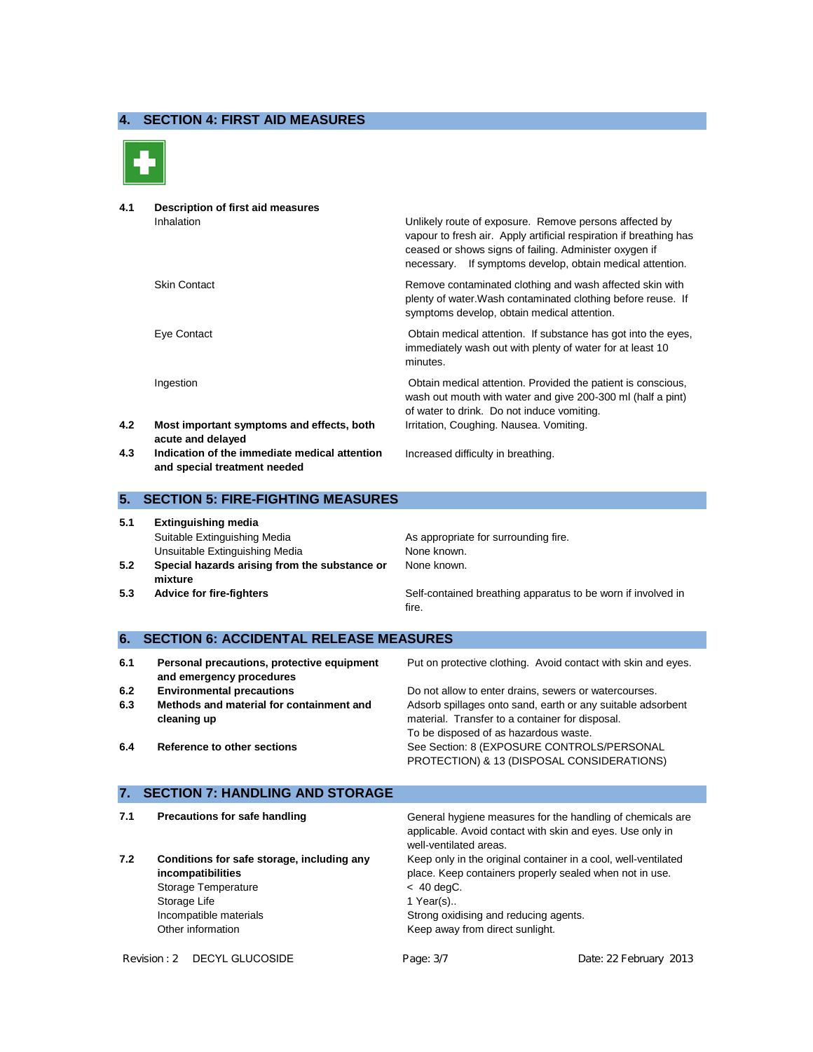## 4. SECTION 4: FIRST AID MEASURES

| | | |
|---|---|---|
| **4.1** | **Description of first aid measures** | |
| | Inhalation | Unlikely route of exposure. Remove persons affected by vapour to fresh air. Apply artificial respiration if breathing has ceased or shows signs of failing. Administer oxygen if necessary. If symptoms develop, obtain medical attention. |
| | Skin Contact | Remove contaminated clothing and wash affected skin with plenty of water.Wash contaminated clothing before reuse. If symptoms develop, obtain medical attention. |
| | Eye Contact | Obtain medical attention. If substance has got into the eyes, immediately wash out with plenty of water for at least 10 minutes. |
| | Ingestion | Obtain medical attention. Provided the patient is conscious, wash out mouth with water and give 200-300 ml (half a pint) of water to drink. Do not induce vomiting. |
| **4.2** | **Most important symptoms and effects, both acute and delayed** | Irritation, Coughing. Nausea. Vomiting. |
| **4.3** | **Indication of the immediate medical attention and special treatment needed** | Increased difficulty in breathing. |

## 5. SECTION 5: FIRE-FIGHTING MEASURES

| | | |
|---|---|---|
| **5.1** | **Extinguishing media** | |
| | Suitable Extinguishing Media | As appropriate for surrounding fire. |
| | Unsuitable Extinguishing Media | None known. |
| **5.2** | **Special hazards arising from the substance or mixture** | None known. |
| **5.3** | **Advice for fire-fighters** | Self-contained breathing apparatus to be worn if involved in fire. |

## 6. SECTION 6: ACCIDENTAL RELEASE MEASURES

| | | |
|---|---|---|
| **6.1** | **Personal precautions, protective equipment and emergency procedures** | Put on protective clothing. Avoid contact with skin and eyes. |
| **6.2** | **Environmental precautions** | Do not allow to enter drains, sewers or watercourses. |
| **6.3** | **Methods and material for containment and cleaning up** | Adsorb spillages onto sand, earth or any suitable adsorbent material. Transfer to a container for disposal. To be disposed of as hazardous waste. |
| **6.4** | **Reference to other sections** | See Section: 8 (EXPOSURE CONTROLS/PERSONAL PROTECTION) & 13 (DISPOSAL CONSIDERATIONS) |

## 7. SECTION 7: HANDLING AND STORAGE

| | | |
|---|---|---|
| **7.1** | **Precautions for safe handling** | General hygiene measures for the handling of chemicals are applicable. Avoid contact with skin and eyes. Use only in well-ventilated areas. |
| **7.2** | **Conditions for safe storage, including any incompatibilities** | Keep only in the original container in a cool, well-ventilated place. Keep containers properly sealed when not in use. |
| | Storage Temperature | < 40 degC. |
| | Storage Life | 1 Year(s).. |
| | Incompatible materials | Strong oxidising and reducing agents. |
| | Other information | Keep away from direct sunlight. |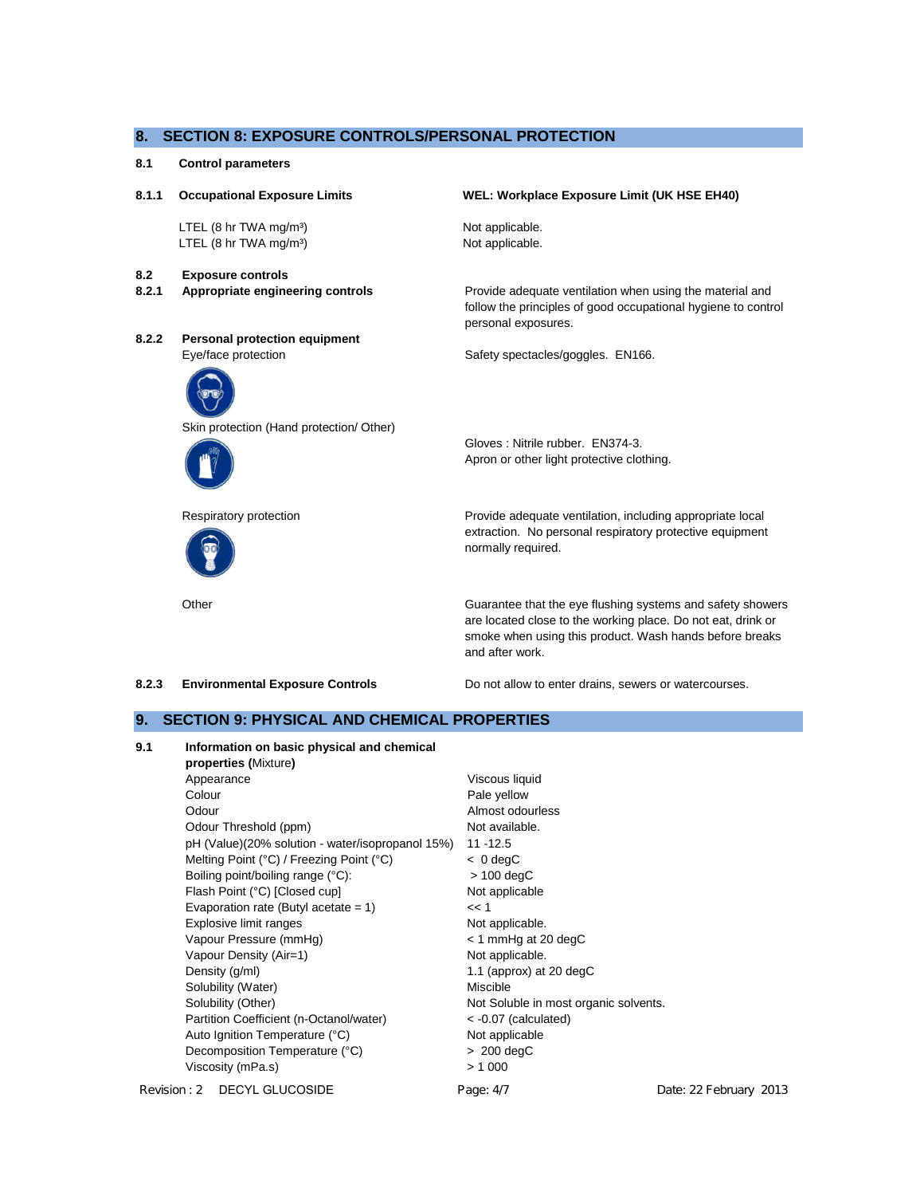## 8. SECTION 8: EXPOSURE CONTROLS/PERSONAL PROTECTION

### 8.1 Control parameters

**8.1.1 Occupational Exposure Limits** — **WEL: Workplace Exposure Limit (UK HSE EH40)**

| | |
|---|---|
| LTEL (8 hr TWA mg/m³) | Not applicable. |
| LTEL (8 hr TWA mg/m³) | Not applicable. |

### 8.2 Exposure controls

**8.2.1 Appropriate engineering controls**

Provide adequate ventilation when using the material and follow the principles of good occupational hygiene to control personal exposures.

**8.2.2 Personal protection equipment**

| | |
|---|---|
| Eye/face protection | Safety spectacles/goggles. EN166. |
| Skin protection (Hand protection/ Other) | Gloves : Nitrile rubber. EN374-3.<br>Apron or other light protective clothing. |
| Respiratory protection | Provide adequate ventilation, including appropriate local extraction. No personal respiratory protective equipment normally required. |
| Other | Guarantee that the eye flushing systems and safety showers are located close to the working place. Do not eat, drink or smoke when using this product. Wash hands before breaks and after work. |

**8.2.3 Environmental Exposure Controls**

Do not allow to enter drains, sewers or watercourses.

## 9. SECTION 9: PHYSICAL AND CHEMICAL PROPERTIES

### 9.1 Information on basic physical and chemical properties (Mixture)

| Property | Value |
|---|---|
| Appearance | Viscous liquid |
| Colour | Pale yellow |
| Odour | Almost odourless |
| Odour Threshold (ppm) | Not available. |
| pH (Value)(20% solution - water/isopropanol 15%) | 11 -12.5 |
| Melting Point (°C) / Freezing Point (°C) | < 0 degC |
| Boiling point/boiling range (°C): | > 100 degC |
| Flash Point (°C) [Closed cup] | Not applicable |
| Evaporation rate (Butyl acetate = 1) | << 1 |
| Explosive limit ranges | Not applicable. |
| Vapour Pressure (mmHg) | < 1 mmHg at 20 degC |
| Vapour Density (Air=1) | Not applicable. |
| Density (g/ml) | 1.1 (approx) at 20 degC |
| Solubility (Water) | Miscible |
| Solubility (Other) | Not Soluble in most organic solvents. |
| Partition Coefficient (n-Octanol/water) | < -0.07 (calculated) |
| Auto Ignition Temperature (°C) | Not applicable |
| Decomposition Temperature (°C) | > 200 degC |
| Viscosity (mPa.s) | > 1 000 |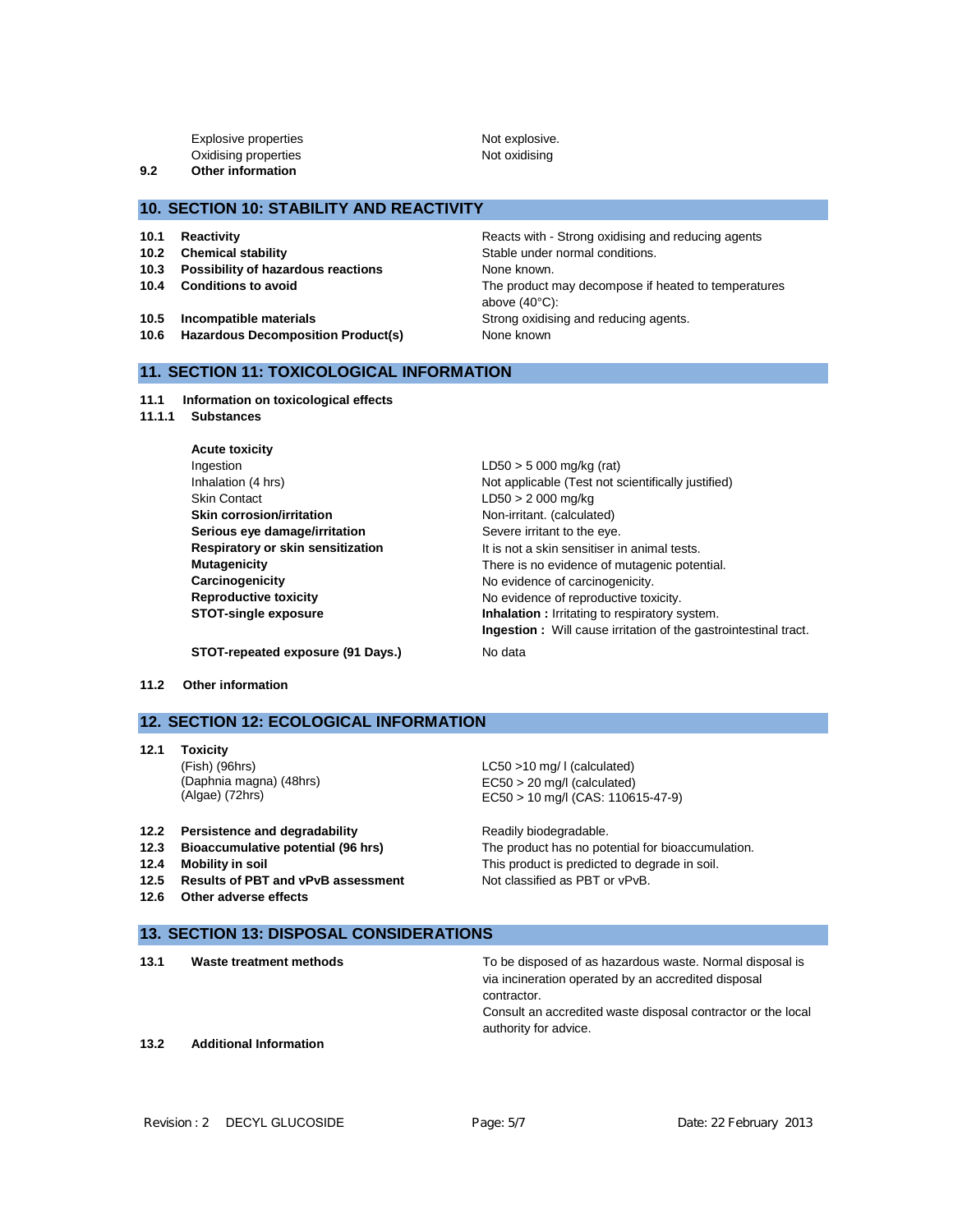| | |
|---|---|
| Explosive properties | Not explosive. |
| Oxidising properties | Not oxidising |

**9.2 Other information**

## 10. SECTION 10: STABILITY AND REACTIVITY

| | |
|---|---|
| **10.1 Reactivity** | Reacts with - Strong oxidising and reducing agents |
| **10.2 Chemical stability** | Stable under normal conditions. |
| **10.3 Possibility of hazardous reactions** | None known. |
| **10.4 Conditions to avoid** | The product may decompose if heated to temperatures above (40°C): |
| **10.5 Incompatible materials** | Strong oxidising and reducing agents. |
| **10.6 Hazardous Decomposition Product(s)** | None known |

## 11. SECTION 11: TOXICOLOGICAL INFORMATION

**11.1 Information on toxicological effects**

**11.1.1 Substances**

| | |
|---|---|
| **Acute toxicity** | |
| Ingestion | LD50 > 5 000 mg/kg (rat) |
| Inhalation (4 hrs) | Not applicable (Test not scientifically justified) |
| Skin Contact | LD50 > 2 000 mg/kg |
| **Skin corrosion/irritation** | Non-irritant. (calculated) |
| **Serious eye damage/irritation** | Severe irritant to the eye. |
| **Respiratory or skin sensitization** | It is not a skin sensitiser in animal tests. |
| **Mutagenicity** | There is no evidence of mutagenic potential. |
| **Carcinogenicity** | No evidence of carcinogenicity. |
| **Reproductive toxicity** | No evidence of reproductive toxicity. |
| **STOT-single exposure** | **Inhalation :** Irritating to respiratory system. **Ingestion :** Will cause irritation of the gastrointestinal tract. |
| **STOT-repeated exposure (91 Days.)** | No data |

**11.2 Other information**

## 12. SECTION 12: ECOLOGICAL INFORMATION

**12.1 Toxicity**

| | |
|---|---|
| (Fish) (96hrs) | LC50 >10 mg/ l (calculated) |
| (Daphnia magna) (48hrs) | EC50 > 20 mg/l (calculated) |
| (Algae) (72hrs) | EC50 > 10 mg/l (CAS: 110615-47-9) |

| | |
|---|---|
| **12.2 Persistence and degradability** | Readily biodegradable. |
| **12.3 Bioaccumulative potential (96 hrs)** | The product has no potential for bioaccumulation. |
| **12.4 Mobility in soil** | This product is predicted to degrade in soil. |
| **12.5 Results of PBT and vPvB assessment** | Not classified as PBT or vPvB. |
| **12.6 Other adverse effects** | |

## 13. SECTION 13: DISPOSAL CONSIDERATIONS

| | |
|---|---|
| **13.1 Waste treatment methods** | To be disposed of as hazardous waste. Normal disposal is via incineration operated by an accredited disposal contractor. Consult an accredited waste disposal contractor or the local authority for advice. |
| **13.2 Additional Information** | |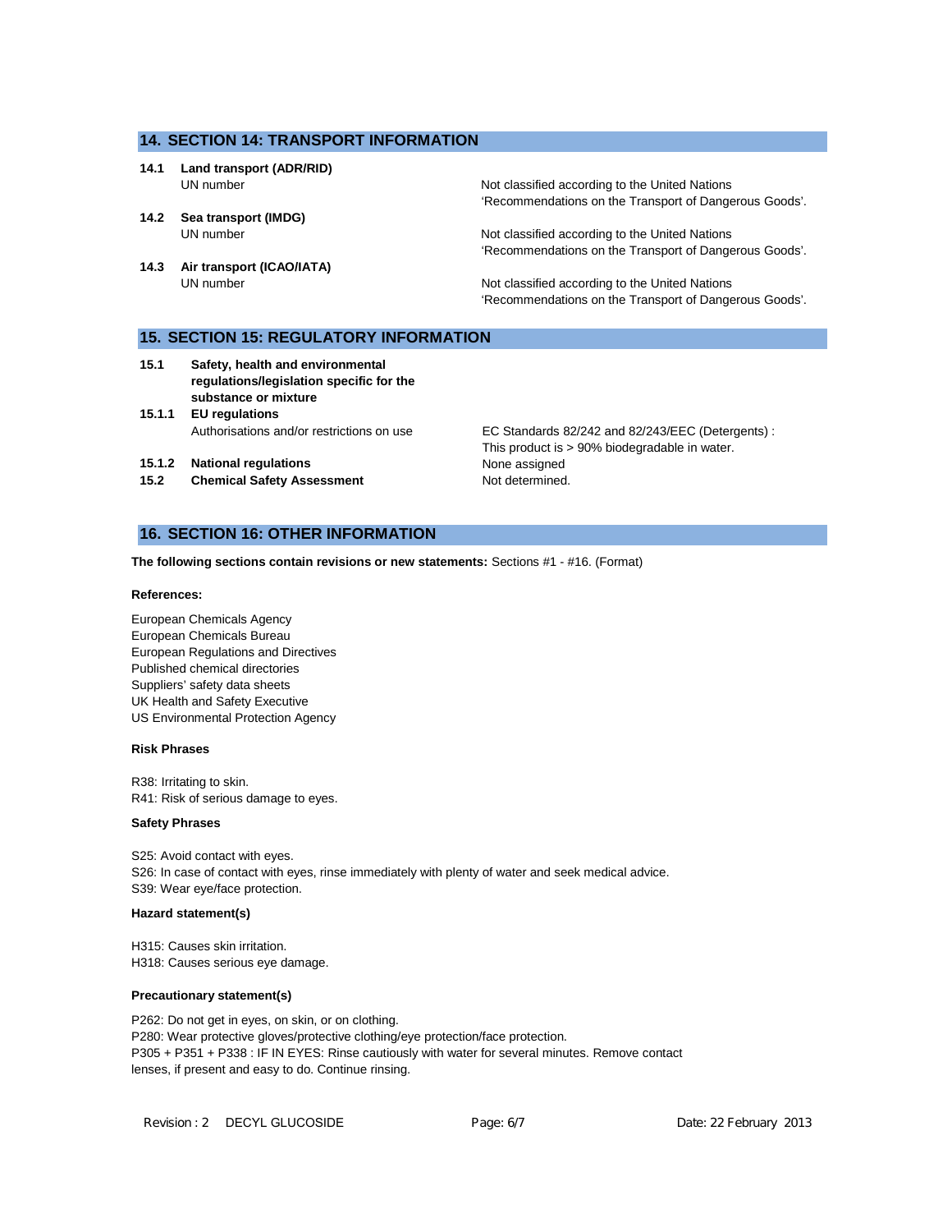## 14. SECTION 14: TRANSPORT INFORMATION

**14.1 Land transport (ADR/RID)**

UN number — Not classified according to the United Nations 'Recommendations on the Transport of Dangerous Goods'.

**14.2 Sea transport (IMDG)**

UN number — Not classified according to the United Nations 'Recommendations on the Transport of Dangerous Goods'.

**14.3 Air transport (ICAO/IATA)**

UN number — Not classified according to the United Nations 'Recommendations on the Transport of Dangerous Goods'.

## 15. SECTION 15: REGULATORY INFORMATION

**15.1 Safety, health and environmental regulations/legislation specific for the substance or mixture**

**15.1.1 EU regulations**

Authorisations and/or restrictions on use — EC Standards 82/242 and 82/243/EEC (Detergents) : This product is > 90% biodegradable in water.

**15.1.2 National regulations** — None assigned

**15.2 Chemical Safety Assessment** — Not determined.

## 16. SECTION 16: OTHER INFORMATION

**The following sections contain revisions or new statements:** Sections #1 - #16. (Format)

**References:**

European Chemicals Agency
European Chemicals Bureau
European Regulations and Directives
Published chemical directories
Suppliers' safety data sheets
UK Health and Safety Executive
US Environmental Protection Agency

**Risk Phrases**

R38: Irritating to skin.
R41: Risk of serious damage to eyes.

**Safety Phrases**

S25: Avoid contact with eyes.
S26: In case of contact with eyes, rinse immediately with plenty of water and seek medical advice.
S39: Wear eye/face protection.

**Hazard statement(s)**

H315: Causes skin irritation.
H318: Causes serious eye damage.

**Precautionary statement(s)**

P262: Do not get in eyes, on skin, or on clothing.
P280: Wear protective gloves/protective clothing/eye protection/face protection.
P305 + P351 + P338 : IF IN EYES: Rinse cautiously with water for several minutes. Remove contact lenses, if present and easy to do. Continue rinsing.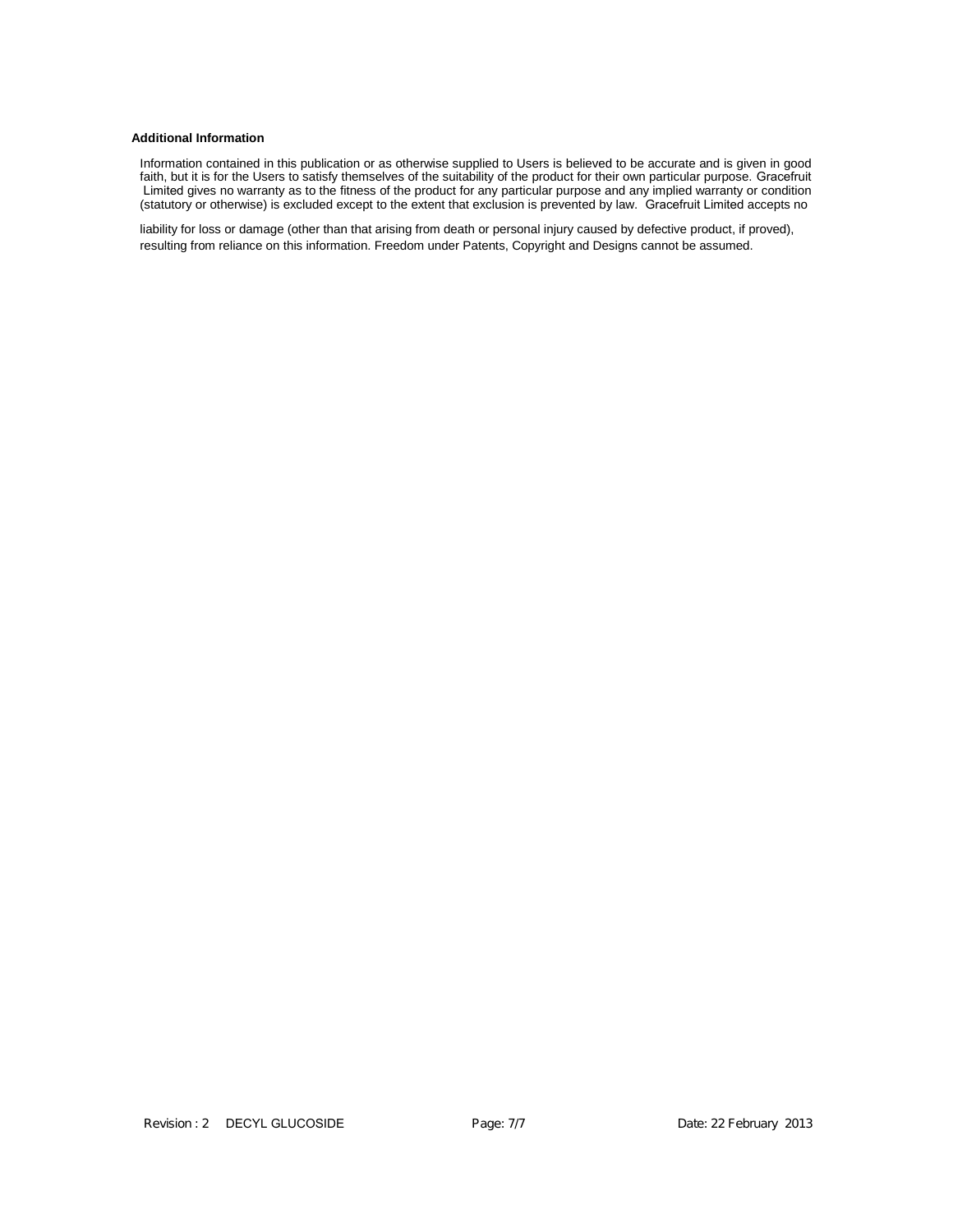**Additional Information**

Information contained in this publication or as otherwise supplied to Users is believed to be accurate and is given in good faith, but it is for the Users to satisfy themselves of the suitability of the product for their own particular purpose. Gracefruit Limited gives no warranty as to the fitness of the product for any particular purpose and any implied warranty or condition (statutory or otherwise) is excluded except to the extent that exclusion is prevented by law. Gracefruit Limited accepts no liability for loss or damage (other than that arising from death or personal injury caused by defective product, if proved), resulting from reliance on this information. Freedom under Patents, Copyright and Designs cannot be assumed.